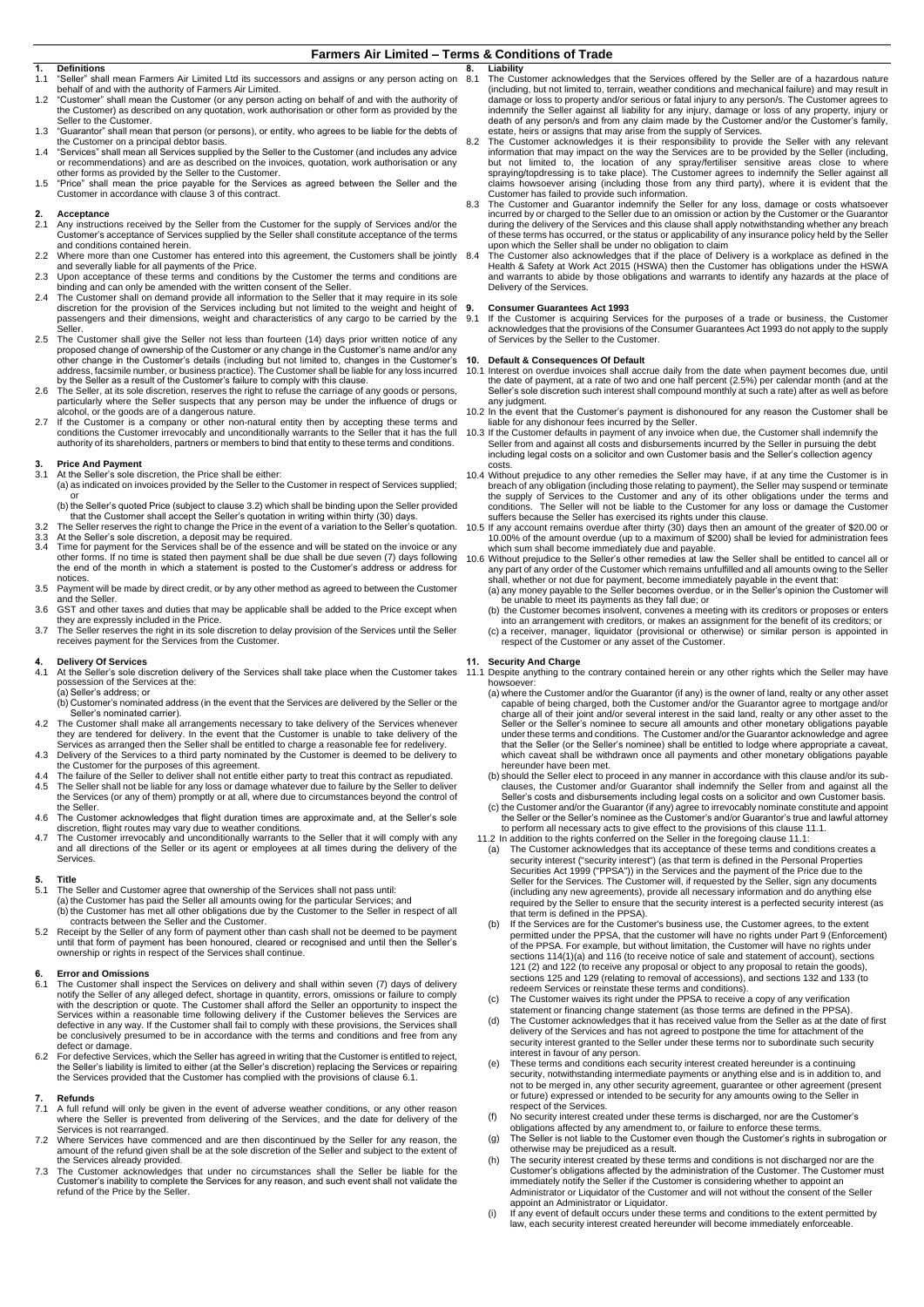# Farmers Air Limited – Terms & Conditions of Trade

## 1. Definitions

1.1 "Seller" shall mean Farmers Air Limited Ltd its successors and assigns or any person acting on behalf of and with the authority of Farmers Air Limited.

1.2 "Customer" shall mean the Customer (or any person acting on behalf of and with the authority of the Customer) as described on any quotation, work authorisation or other form as provided by the Seller to the Customer.

1.3 "Guarantor" shall mean that person (or persons), or entity, who agrees to be liable for the debts of the Customer on a principal debtor basis.

1.4 "Services" shall mean all Services supplied by the Seller to the Customer (and includes any advice or recommendations) and are as described on the invoices, quotation, work authorisation or any other forms as provided by the Seller to the Customer.

1.5 "Price" shall mean the price payable for the Services as agreed between the Seller and the Customer in accordance with clause 3 of this contract.

## 2. Acceptance

2.1 Any instructions received by the Seller from the Customer for the supply of Services and/or the Customer's acceptance of Services supplied by the Seller shall constitute acceptance of the terms and conditions contained herein.

2.2 Where more than one Customer has entered into this agreement, the Customers shall be jointly and severally liable for all payments of the Price.

2.3 Upon acceptance of these terms and conditions by the Customer the terms and conditions are binding and can only be amended with the written consent of the Seller.

2.4 The Customer shall on demand provide all information to the Seller that it may require in its sole discretion for the provision of the Services including but not limited to the weight and height of passengers and their dimensions, weight and characteristics of any cargo to be carried by the Seller.

2.5 The Customer shall give the Seller not less than fourteen (14) days prior written notice of any proposed change of ownership of the Customer or any change in the Customer's name and/or any other change in the Customer's details (including but not limited to, changes in the Customer's address, facsimile number, or business practice). The Customer shall be liable for any loss incurred by the Seller as a result of the Customer's failure to comply with this clause.

2.6 The Seller, at its sole discretion, reserves the right to refuse the carriage of any goods or persons, particularly where the Seller suspects that any person may be under the influence of drugs or alcohol, or the goods are of a dangerous nature.

2.7 If the Customer is a company or other non-natural entity then by accepting these terms and conditions the Customer irrevocably and unconditionally warrants to the Seller that it has the full authority of its shareholders, partners or members to bind that entity to these terms and conditions.

## 3. Price And Payment

3.1 At the Seller's sole discretion, the Price shall be either:

(a) as indicated on invoices provided by the Seller to the Customer in respect of Services supplied; or

(b) the Seller's quoted Price (subject to clause 3.2) which shall be binding upon the Seller provided that the Customer shall accept the Seller's quotation in writing within thirty (30) days.

3.2 The Seller reserves the right to change the Price in the event of a variation to the Seller's quotation.

3.3 At the Seller's sole discretion, a deposit may be required.

3.4 Time for payment for the Services shall be of the essence and will be stated on the invoice or any other forms. If no time is stated then payment shall be due shall be due seven (7) days following the end of the month in which a statement is posted to the Customer's address or address for notices.

3.5 Payment will be made by direct credit, or by any other method as agreed to between the Customer and the Seller.

3.6 GST and other taxes and duties that may be applicable shall be added to the Price except when they are expressly included in the Price.

3.7 The Seller reserves the right in its sole discretion to delay provision of the Services until the Seller receives payment for the Services from the Customer.

## 4. Delivery Of Services

4.1 At the Seller's sole discretion delivery of the Services shall take place when the Customer takes possession of the Services at the:

(a) Seller's address; or

(b) Customer's nominated address (in the event that the Services are delivered by the Seller or the Seller's nominated carrier).

4.2 The Customer shall make all arrangements necessary to take delivery of the Services whenever they are tendered for delivery. In the event that the Customer is unable to take delivery of the Services as arranged then the Seller shall be entitled to charge a reasonable fee for redelivery.

4.3 Delivery of the Services to a third party nominated by the Customer is deemed to be delivery to the Customer for the purposes of this agreement.

4.4 The failure of the Seller to deliver shall not entitle either party to treat this contract as repudiated.

4.5 The Seller shall not be liable for any loss or damage whatever due to failure by the Seller to deliver the Services (or any of them) promptly or at all, where due to circumstances beyond the control of the Seller.

4.6 The Customer acknowledges that flight duration times are approximate and, at the Seller's sole discretion, flight routes may vary due to weather conditions.

4.7 The Customer irrevocably and unconditionally warrants to the Seller that it will comply with any and all directions of the Seller or its agent or employees at all times during the delivery of the Services.

## 5. Title

5.1 The Seller and Customer agree that ownership of the Services shall not pass until:

(a) the Customer has paid the Seller all amounts owing for the particular Services; and

(b) the Customer has met all other obligations due by the Customer to the Seller in respect of all contracts between the Seller and the Customer.

5.2 Receipt by the Seller of any form of payment other than cash shall not be deemed to be payment until that form of payment has been honoured, cleared or recognised and until then the Seller's ownership or rights in respect of the Services shall continue.

## 6. Error and Omissions

6.1 The Customer shall inspect the Services on delivery and shall within seven (7) days of delivery notify the Seller of any alleged defect, shortage in quantity, errors, omissions or failure to comply with the description or quote. The Customer shall afford the Seller an opportunity to inspect the Services within a reasonable time following delivery if the Customer believes the Services are defective in any way. If the Customer shall fail to comply with these provisions, the Services shall be conclusively presumed to be in accordance with the terms and conditions and free from any defect or damage.

6.2 For defective Services, which the Seller has agreed in writing that the Customer is entitled to reject, the Seller's liability is limited to either (at the Seller's discretion) replacing the Services or repairing the Services provided that the Customer has complied with the provisions of clause 6.1.

## 7. Refunds

7.1 A full refund will only be given in the event of adverse weather conditions, or any other reason where the Seller is prevented from delivering of the Services, and the date for delivery of the Services is not rearranged.

7.2 Where Services have commenced and are then discontinued by the Seller for any reason, the amount of the refund given shall be at the sole discretion of the Seller and subject to the extent of the Services already provided.

7.3 The Customer acknowledges that under no circumstances shall the Seller be liable for the Customer's inability to complete the Services for any reason, and such event shall not validate the refund of the Price by the Seller.

## 8. Liability

8.1 The Customer acknowledges that the Services offered by the Seller are of a hazardous nature (including, but not limited to, terrain, weather conditions and mechanical failure) and may result in damage or loss to property and/or serious or fatal injury to any person/s. The Customer agrees to indemnify the Seller against all liability for any injury, damage or loss of any property, injury or death of any person/s and from any claim made by the Customer and/or the Customer's family, estate, heirs or assigns that may arise from the supply of Services.

8.2 The Customer acknowledges it is their responsibility to provide the Seller with any relevant information that may impact on the way the Services are to be provided by the Seller (including, but not limited to, the location of any spray/fertiliser sensitive areas close to where spraying/topdressing is to take place). The Customer agrees to indemnify the Seller against all claims howsoever arising (including those from any third party), where it is evident that the Customer has failed to provide such information.

8.3 The Customer and Guarantor indemnify the Seller for any loss, damage or costs whatsoever incurred by or charged to the Seller due to an omission or action by the Customer or the Guarantor during the delivery of the Services and this clause shall apply notwithstanding whether any breach of these terms has occurred, or the status or applicability of any insurance policy held by the Seller upon which the Seller shall be under no obligation to claim

8.4 The Customer also acknowledges that if the place of Delivery is a workplace as defined in the Health & Safety at Work Act 2015 (HSWA) then the Customer has obligations under the HSWA and warrants to abide by those obligations and warrants to identify any hazards at the place of Delivery of the Services.

## 9. Consumer Guarantees Act 1993

9.1 If the Customer is acquiring Services for the purposes of a trade or business, the Customer acknowledges that the provisions of the Consumer Guarantees Act 1993 do not apply to the supply of Services by the Seller to the Customer.

## 10. Default & Consequences Of Default

10.1 Interest on overdue invoices shall accrue daily from the date when payment becomes due, until the date of payment, at a rate of two and one half percent (2.5%) per calendar month (and at the Seller's sole discretion such interest shall compound monthly at such a rate) after as well as before any judgment.

10.2 In the event that the Customer's payment is dishonoured for any reason the Customer shall be liable for any dishonour fees incurred by the Seller.

10.3 If the Customer defaults in payment of any invoice when due, the Customer shall indemnify the Seller from and against all costs and disbursements incurred by the Seller in pursuing the debt including legal costs on a solicitor and own Customer basis and the Seller's collection agency costs.

10.4 Without prejudice to any other remedies the Seller may have, if at any time the Customer is in breach of any obligation (including those relating to payment), the Seller may suspend or terminate the supply of Services to the Customer and any of its other obligations under the terms and conditions. The Seller will not be liable to the Customer for any loss or damage the Customer suffers because the Seller has exercised its rights under this clause.

10.5 If any account remains overdue after thirty (30) days then an amount of the greater of $20.00 or 10.00% of the amount overdue (up to a maximum of $200) shall be levied for administration fees which sum shall become immediately due and payable.

10.6 Without prejudice to the Seller's other remedies at law the Seller shall be entitled to cancel all or any part of any order of the Customer which remains unfulfilled and all amounts owing to the Seller shall, whether or not due for payment, become immediately payable in the event that:

(a) any money payable to the Seller becomes overdue, or in the Seller's opinion the Customer will be unable to meet its payments as they fall due; or

(b) the Customer becomes insolvent, convenes a meeting with its creditors or proposes or enters into an arrangement with creditors, or makes an assignment for the benefit of its creditors; or

(c) a receiver, manager, liquidator (provisional or otherwise) or similar person is appointed in respect of the Customer or any asset of the Customer.

## 11. Security And Charge

11.1 Despite anything to the contrary contained herein or any other rights which the Seller may have howsoever:

(a) where the Customer and/or the Guarantor (if any) is the owner of land, realty or any other asset capable of being charged, both the Customer and/or the Guarantor agree to mortgage and/or charge all of their joint and/or several interest in the said land, realty or any other asset to the Seller or the Seller's nominee to secure all amounts and other monetary obligations payable under these terms and conditions. The Customer and/or the Guarantor acknowledge and agree that the Seller (or the Seller's nominee) shall be entitled to lodge where appropriate a caveat, which caveat shall be withdrawn once all payments and other monetary obligations payable hereunder have been met.

(b) should the Seller elect to proceed in any manner in accordance with this clause and/or its sub-clauses, the Customer and/or Guarantor shall indemnify the Seller from and against all the Seller's costs and disbursements including legal costs on a solicitor and own Customer basis.

(c) the Customer and/or the Guarantor (if any) agree to irrevocably nominate constitute and appoint the Seller or the Seller's nominee as the Customer's and/or Guarantor's true and lawful attorney to perform all necessary acts to give effect to the provisions of this clause 11.1.

11.2 In addition to the rights conferred on the Seller in the foregoing clause 11.1:

(a) The Customer acknowledges that its acceptance of these terms and conditions creates a security interest ("security interest") (as that term is defined in the Personal Properties Securities Act 1999 ("PPSA")) in the Services and the payment of the Price due to the Seller for the Services. The Customer will, if requested by the Seller, sign any documents (including any new agreements), provide all necessary information and do anything else required by the Seller to ensure that the security interest is a perfected security interest (as that term is defined in the PPSA).

(b) If the Services are for the Customer's business use, the Customer agrees, to the extent permitted under the PPSA, that the customer will have no rights under Part 9 (Enforcement) of the PPSA. For example, but without limitation, the Customer will have no rights under sections 114(1)(a) and 116 (to receive notice of sale and statement of account), sections 121 (2) and 122 (to receive any proposal or object to any proposal to retain the goods), sections 125 and 129 (relating to removal of accessions), and sections 132 and 133 (to redeem Services or reinstate these terms and conditions).

(c) The Customer waives its right under the PPSA to receive a copy of any verification statement or financing change statement (as those terms are defined in the PPSA).

(d) The Customer acknowledges that it has received value from the Seller as at the date of first delivery of the Services and has not agreed to postpone the time for attachment of the security interest granted to the Seller under these terms nor to subordinate such security interest in favour of any person.

(e) These terms and conditions each security interest created hereunder is a continuing security, notwithstanding intermediate payments or anything else and is in addition to, and not to be merged in, any other security agreement, guarantee or other agreement (present or future) expressed or intended to be security for any amounts owing to the Seller in respect of the Services.

(f) No security interest created under these terms is discharged, nor are the Customer's obligations affected by any amendment to, or failure to enforce these terms.

(g) The Seller is not liable to the Customer even though the Customer's rights in subrogation or otherwise may be prejudiced as a result.

(h) The security interest created by these terms and conditions is not discharged nor are the Customer's obligations affected by the administration of the Customer. The Customer must immediately notify the Seller if the Customer is considering whether to appoint an Administrator or Liquidator of the Customer and will not without the consent of the Seller appoint an Administrator or Liquidator.

(i) If any event of default occurs under these terms and conditions to the extent permitted by law, each security interest created hereunder will become immediately enforceable.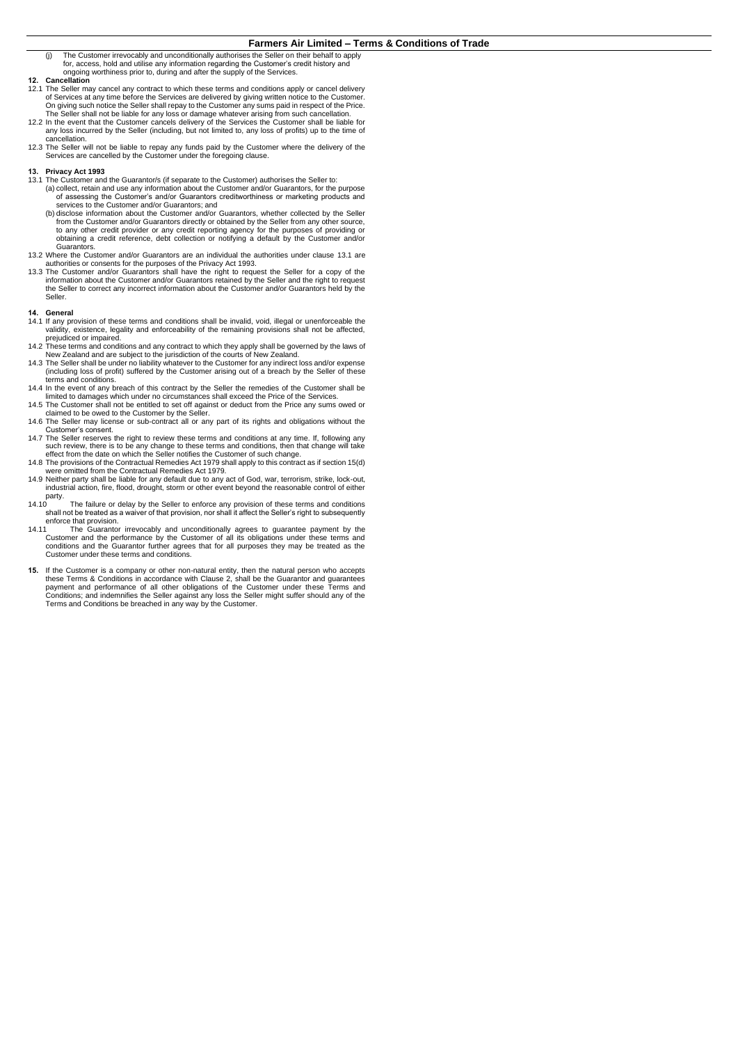(j) The Customer irrevocably and unconditionally authorises the Seller on their behalf to apply for, access, hold and utilise any information regarding the Customer's credit history and ongoing worthiness prior to, during and after the supply of the Services.

**12. Cancellation**

12.1 The Seller may cancel any contract to which these terms and conditions apply or cancel delivery of Services at any time before the Services are delivered by giving written notice to the Customer. On giving such notice the Seller shall repay to the Customer any sums paid in respect of the Price. The Seller shall not be liable for any loss or damage whatever arising from such cancellation.

12.2 In the event that the Customer cancels delivery of the Services the Customer shall be liable for any loss incurred by the Seller (including, but not limited to, any loss of profits) up to the time of cancellation.

12.3 The Seller will not be liable to repay any funds paid by the Customer where the delivery of the Services are cancelled by the Customer under the foregoing clause.

**13. Privacy Act 1993**

13.1 The Customer and the Guarantor/s (if separate to the Customer) authorises the Seller to:

(a) collect, retain and use any information about the Customer and/or Guarantors, for the purpose of assessing the Customer's and/or Guarantors creditworthiness or marketing products and services to the Customer and/or Guarantors; and

(b) disclose information about the Customer and/or Guarantors, whether collected by the Seller from the Customer and/or Guarantors directly or obtained by the Seller from any other source, to any other credit provider or any credit reporting agency for the purposes of providing or obtaining a credit reference, debt collection or notifying a default by the Customer and/or Guarantors.

13.2 Where the Customer and/or Guarantors are an individual the authorities under clause 13.1 are authorities or consents for the purposes of the Privacy Act 1993.

13.3 The Customer and/or Guarantors shall have the right to request the Seller for a copy of the information about the Customer and/or Guarantors retained by the Seller and the right to request the Seller to correct any incorrect information about the Customer and/or Guarantors held by the Seller.

**14. General**

14.1 If any provision of these terms and conditions shall be invalid, void, illegal or unenforceable the validity, existence, legality and enforceability of the remaining provisions shall not be affected, prejudiced or impaired.

14.2 These terms and conditions and any contract to which they apply shall be governed by the laws of New Zealand and are subject to the jurisdiction of the courts of New Zealand.

14.3 The Seller shall be under no liability whatever to the Customer for any indirect loss and/or expense (including loss of profit) suffered by the Customer arising out of a breach by the Seller of these terms and conditions.

14.4 In the event of any breach of this contract by the Seller the remedies of the Customer shall be limited to damages which under no circumstances shall exceed the Price of the Services.

14.5 The Customer shall not be entitled to set off against or deduct from the Price any sums owed or claimed to be owed to the Customer by the Seller.

14.6 The Seller may license or sub-contract all or any part of its rights and obligations without the Customer's consent.

14.7 The Seller reserves the right to review these terms and conditions at any time. If, following any such review, there is to be any change to these terms and conditions, then that change will take effect from the date on which the Seller notifies the Customer of such change.

14.8 The provisions of the Contractual Remedies Act 1979 shall apply to this contract as if section 15(d) were omitted from the Contractual Remedies Act 1979.

14.9 Neither party shall be liable for any default due to any act of God, war, terrorism, strike, lock-out, industrial action, fire, flood, drought, storm or other event beyond the reasonable control of either party.

14.10 The failure or delay by the Seller to enforce any provision of these terms and conditions shall not be treated as a waiver of that provision, nor shall it affect the Seller's right to subsequently enforce that provision.

14.11 The Guarantor irrevocably and unconditionally agrees to guarantee payment by the Customer and the performance by the Customer of all its obligations under these terms and conditions and the Guarantor further agrees that for all purposes they may be treated as the Customer under these terms and conditions.

**15.** If the Customer is a company or other non-natural entity, then the natural person who accepts these Terms & Conditions in accordance with Clause 2, shall be the Guarantor and guarantees payment and performance of all other obligations of the Customer under these Terms and Conditions; and indemnifies the Seller against any loss the Seller might suffer should any of the Terms and Conditions be breached in any way by the Customer.